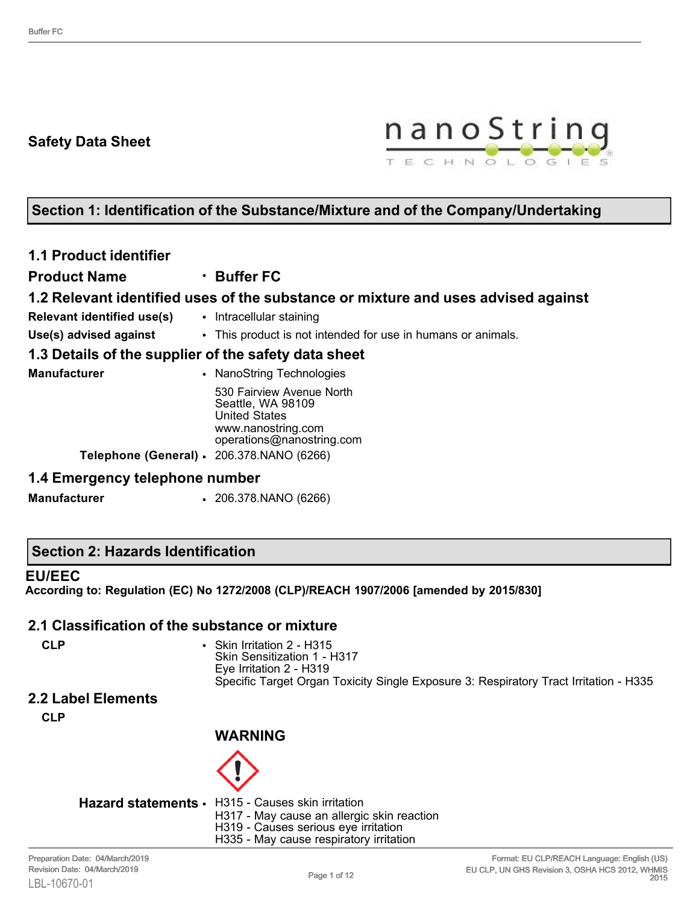# Safety Data Sheet

## Section 1: Identification of the Substance/Mixture and of the Company/Undertaking

### 1.1 Product identifier

**Product Name** • **Buffer FC**

### 1.2 Relevant identified uses of the substance or mixture and uses advised against

**Relevant identified use(s)** • Intracellular staining

**Use(s) advised against** • This product is not intended for use in humans or animals.

### 1.3 Details of the supplier of the safety data sheet

**Manufacturer** • NanoString Technologies

530 Fairview Avenue North
Seattle, WA 98109
United States
www.nanostring.com
operations@nanostring.com

**Telephone (General)** • 206.378.NANO (6266)

### 1.4 Emergency telephone number

**Manufacturer** • 206.378.NANO (6266)

## Section 2: Hazards Identification

**EU/EEC**

**According to: Regulation (EC) No 1272/2008 (CLP)/REACH 1907/2006 [amended by 2015/830]**

### 2.1 Classification of the substance or mixture

**CLP** • Skin Irritation 2 - H315
Skin Sensitization 1 - H317
Eye Irritation 2 - H319
Specific Target Organ Toxicity Single Exposure 3: Respiratory Tract Irritation - H335

### 2.2 Label Elements

**CLP**

**WARNING**

**Hazard statements** • H315 - Causes skin irritation
H317 - May cause an allergic skin reaction
H319 - Causes serious eye irritation
H335 - May cause respiratory irritation

Preparation Date: 04/March/2019
Revision Date: 04/March/2019
LBL-10670-01

Format: EU CLP/REACH Language: English (US)
EU CLP, UN GHS Revision 3, OSHA HCS 2012, WHMIS 2015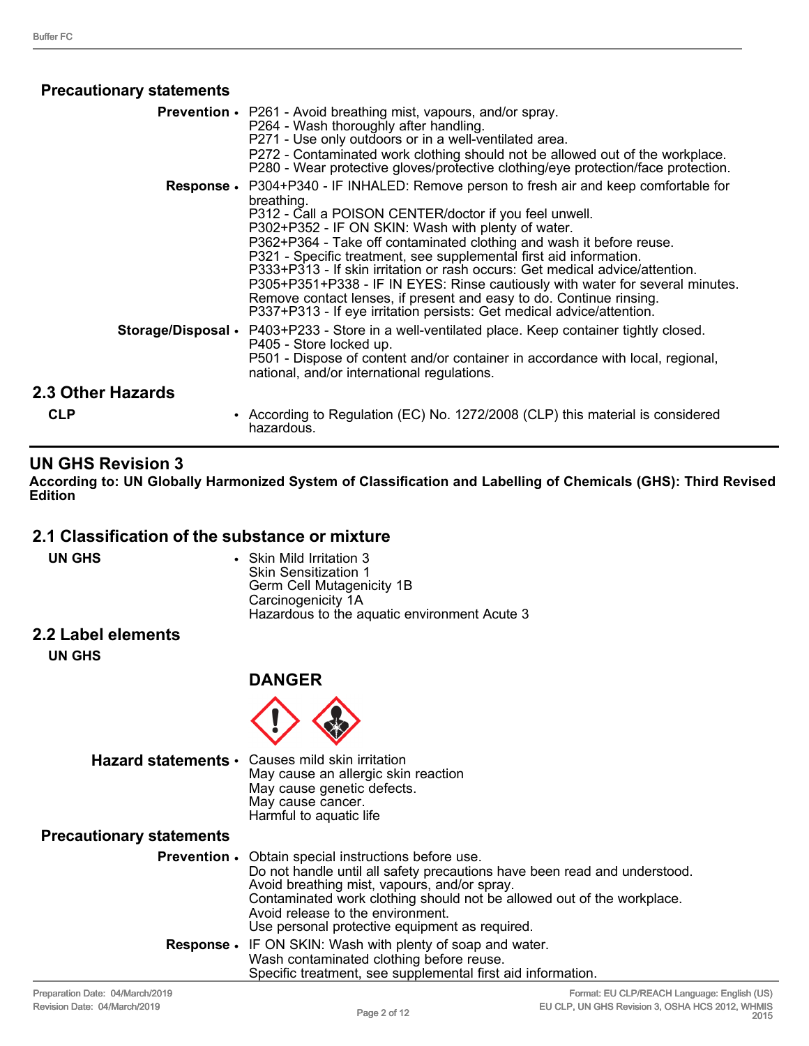### Precatuonary statements

**Prevention**
- P261 - Avoid breathing mist, vapours, and/or spray.
  P264 - Wash thoroughly after handling.
  P271 - Use only outdoors or in a well-ventilated area.
  P272 - Contaminated work clothing should not be allowed out of the workplace.
  P280 - Wear protective gloves/protective clothing/eye protection/face protection.

**Response**
- P304+P340 - IF INHALED: Remove person to fresh air and keep comfortable for breathing.
  P312 - Call a POISON CENTER/doctor if you feel unwell.
  P302+P352 - IF ON SKIN: Wash with plenty of water.
  P362+P364 - Take off contaminated clothing and wash it before reuse.
  P321 - Specific treatment, see supplemental first aid information.
  P333+P313 - If skin irritation or rash occurs: Get medical advice/attention.
  P305+P351+P338 - IF IN EYES: Rinse cautiously with water for several minutes. Remove contact lenses, if present and easy to do. Continue rinsing.
  P337+P313 - If eye irritation persists: Get medical advice/attention.

**Storage/Disposal**
- P403+P233 - Store in a well-ventilated place. Keep container tightly closed.
  P405 - Store locked up.
  P501 - Dispose of content and/or container in accordance with local, regional, national, and/or international regulations.

## 2.3 Other Hazards

**CLP**
- According to Regulation (EC) No. 1272/2008 (CLP) this material is considered hazardous.

# UN GHS Revision 3

**According to: UN Globally Harmonized System of Classification and Labelling of Chemicals (GHS): Third Revised Edition**

## 2.1 Classification of the substance or mixture

**UN GHS**
- Skin Mild Irritation 3
  Skin Sensitization 1
  Germ Cell Mutagenicity 1B
  Carcinogenicity 1A
  Hazardous to the aquatic environment Acute 3

## 2.2 Label elements

**UN GHS**

**DANGER**

**Hazard statements**
- Causes mild skin irritation
  May cause an allergic skin reaction
  May cause genetic defects.
  May cause cancer.
  Harmful to aquatic life

### Precautionary statements

**Prevention**
- Obtain special instructions before use.
  Do not handle until all safety precautions have been read and understood.
  Avoid breathing mist, vapours, and/or spray.
  Contaminated work clothing should not be allowed out of the workplace.
  Avoid release to the environment.
  Use personal protective equipment as required.

**Response**
- IF ON SKIN: Wash with plenty of soap and water.
  Wash contaminated clothing before reuse.
  Specific treatment, see supplemental first aid information.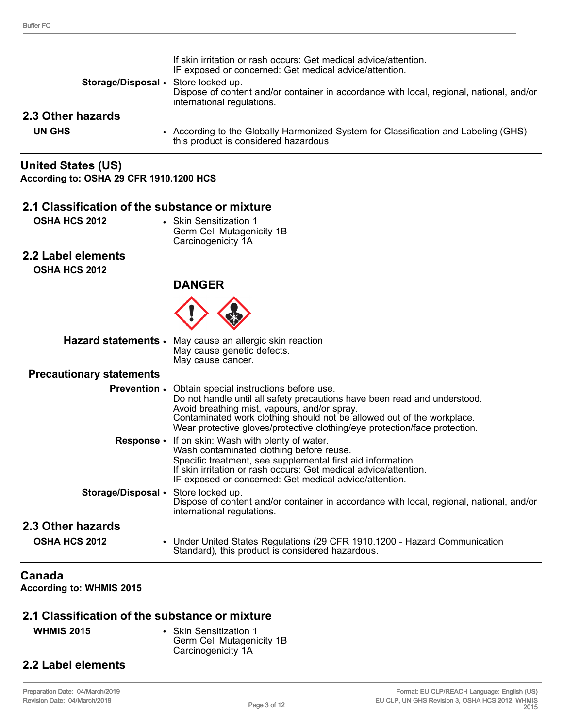If skin irritation or rash occurs: Get medical advice/attention.
IF exposed or concerned: Get medical advice/attention.

**Storage/Disposal** • Store locked up.
Dispose of content and/or container in accordance with local, regional, national, and/or international regulations.

## 2.3 Other hazards

**UN GHS** • According to the Globally Harmonized System for Classification and Labeling (GHS) this product is considered hazardous

# United States (US)

**According to: OSHA 29 CFR 1910.1200 HCS**

## 2.1 Classification of the substance or mixture

**OSHA HCS 2012** • Skin Sensitization 1
Germ Cell Mutagenicity 1B
Carcinogenicity 1A

## 2.2 Label elements

**OSHA HCS 2012**

### DANGER

**Hazard statements** • May cause an allergic skin reaction
May cause genetic defects.
May cause cancer.

**Precautionary statements**

**Prevention** • Obtain special instructions before use.
Do not handle until all safety precautions have been read and understood.
Avoid breathing mist, vapours, and/or spray.
Contaminated work clothing should not be allowed out of the workplace.
Wear protective gloves/protective clothing/eye protection/face protection.

**Response** • If on skin: Wash with plenty of water.
Wash contaminated clothing before reuse.
Specific treatment, see supplemental first aid information.
If skin irritation or rash occurs: Get medical advice/attention.
IF exposed or concerned: Get medical advice/attention.

**Storage/Disposal** • Store locked up.
Dispose of content and/or container in accordance with local, regional, national, and/or international regulations.

## 2.3 Other hazards

**OSHA HCS 2012** • Under United States Regulations (29 CFR 1910.1200 - Hazard Communication Standard), this product is considered hazardous.

# Canada

**According to: WHMIS 2015**

## 2.1 Classification of the substance or mixture

**WHMIS 2015** • Skin Sensitization 1
Germ Cell Mutagenicity 1B
Carcinogenicity 1A

## 2.2 Label elements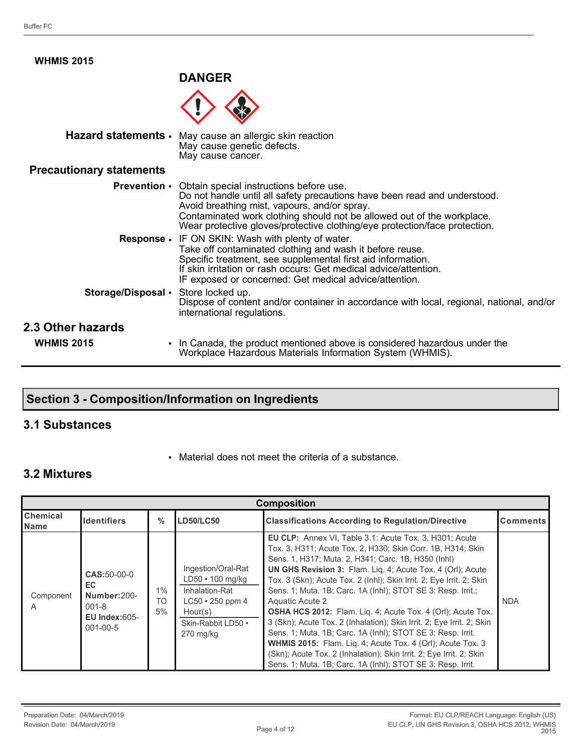**WHMIS 2015**

**DANGER**

**Hazard statements** • May cause an allergic skin reaction
May cause genetic defects.
May cause cancer.

**Precautionary statements**

**Prevention** • Obtain special instructions before use.
Do not handle until all safety precautions have been read and understood.
Avoid breathing mist, vapours, and/or spray.
Contaminated work clothing should not be allowed out of the workplace.
Wear protective gloves/protective clothing/eye protection/face protection.

**Response** • IF ON SKIN: Wash with plenty of water.
Take off contaminated clothing and wash it before reuse.
Specific treatment, see supplemental first aid information.
If skin irritation or rash occurs: Get medical advice/attention.
IF exposed or concerned: Get medical advice/attention.

**Storage/Disposal** • Store locked up.
Dispose of content and/or container in accordance with local, regional, national, and/or international regulations.

## 2.3 Other hazards

**WHMIS 2015** • In Canada, the product mentioned above is considered hazardous under the Workplace Hazardous Materials Information System (WHMIS).

# Section 3 - Composition/Information on Ingredients

## 3.1 Substances

• Material does not meet the criteria of a substance.

## 3.2 Mixtures

| Composition | | | | | |
|---|---|---|---|---|---|
| **Chemical Name** | **Identifiers** | **%** | **LD50/LC50** | **Classifications According to Regulation/Directive** | **Comments** |
| Component A | **CAS**:50-00-0 **EC Number**:200-001-8 **EU Index**:605-001-00-5 | 1% TO 5% | Ingestion/Oral-Rat LD50 • 100 mg/kg<br>Inhalation-Rat LC50 • 250 ppm 4 Hour(s)<br>Skin-Rabbit LD50 • 270 mg/kg | **EU CLP:** Annex VI, Table 3.1: Acute Tox. 3, H301; Acute Tox. 3, H311; Acute Tox. 2, H330; Skin Corr. 1B, H314; Skin Sens. 1, H317; Muta. 2, H341; Carc. 1B, H350 (Inhl)<br>**UN GHS Revision 3:** Flam. Liq. 4; Acute Tox. 4 (Orl); Acute Tox. 3 (Skn); Acute Tox. 2 (Inhl); Skin Irrit. 2; Eye Irrit. 2; Skin Sens. 1; Muta. 1B; Carc. 1A (Inhl); STOT SE 3: Resp. Irrit.; Aquatic Acute 2<br>**OSHA HCS 2012:** Flam. Liq. 4; Acute Tox. 4 (Orl); Acute Tox. 3 (Skn); Acute Tox. 2 (Inhalation); Skin Irrit. 2; Eye Irrit. 2; Skin Sens. 1; Muta. 1B; Carc. 1A (Inhl); STOT SE 3: Resp. Irrit.<br>**WHMIS 2015:** Flam. Liq. 4; Acute Tox. 4 (Orl); Acute Tox. 3 (Skn); Acute Tox. 2 (Inhalation); Skin Irrit. 2; Eye Irrit. 2; Skin Sens. 1; Muta. 1B; Carc. 1A (Inhl); STOT SE 3: Resp. Irrit. | NDA |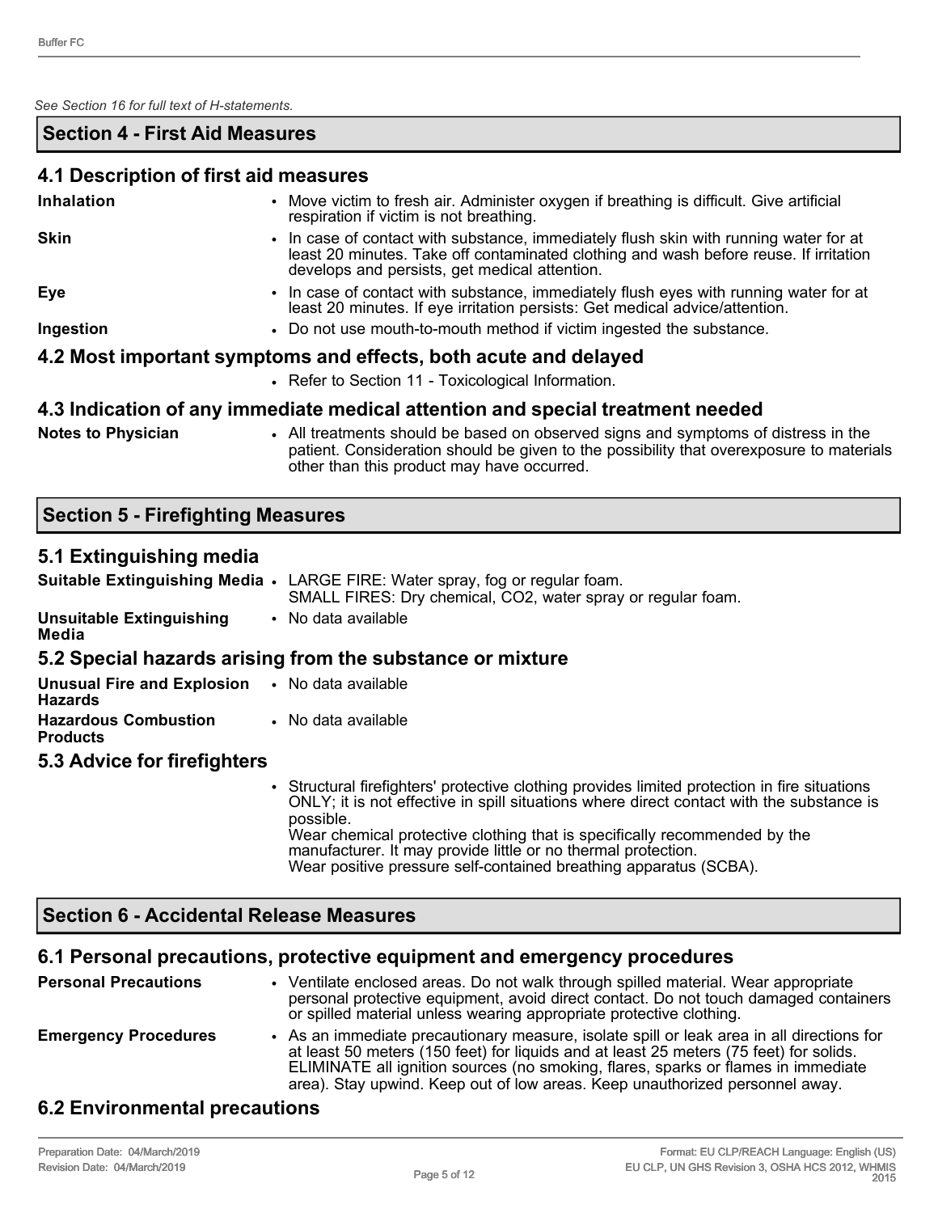*See Section 16 for full text of H-statements.*

## Section 4 - First Aid Measures

### 4.1 Description of first aid measures

| | |
|---|---|
| **Inhalation** | • Move victim to fresh air. Administer oxygen if breathing is difficult. Give artificial respiration if victim is not breathing. |
| **Skin** | • In case of contact with substance, immediately flush skin with running water for at least 20 minutes. Take off contaminated clothing and wash before reuse. If irritation develops and persists, get medical attention. |
| **Eye** | • In case of contact with substance, immediately flush eyes with running water for at least 20 minutes. If eye irritation persists: Get medical advice/attention. |
| **Ingestion** | • Do not use mouth-to-mouth method if victim ingested the substance. |

### 4.2 Most important symptoms and effects, both acute and delayed

- Refer to Section 11 - Toxicological Information.

### 4.3 Indication of any immediate medical attention and special treatment needed

| | |
|---|---|
| **Notes to Physician** | • All treatments should be based on observed signs and symptoms of distress in the patient. Consideration should be given to the possibility that overexposure to materials other than this product may have occurred. |

## Section 5 - Firefighting Measures

### 5.1 Extinguishing media

| | |
|---|---|
| **Suitable Extinguishing Media** | • LARGE FIRE: Water spray, fog or regular foam.<br>SMALL FIRES: Dry chemical, $CO_2$, water spray or regular foam. |
| **Unsuitable Extinguishing Media** | • No data available |

### 5.2 Special hazards arising from the substance or mixture

| | |
|---|---|
| **Unusual Fire and Explosion Hazards** | • No data available |
| **Hazardous Combustion Products** | • No data available |

### 5.3 Advice for firefighters

- Structural firefighters' protective clothing provides limited protection in fire situations ONLY; it is not effective in spill situations where direct contact with the substance is possible.
  Wear chemical protective clothing that is specifically recommended by the manufacturer. It may provide little or no thermal protection.
  Wear positive pressure self-contained breathing apparatus (SCBA).

## Section 6 - Accidental Release Measures

### 6.1 Personal precautions, protective equipment and emergency procedures

| | |
|---|---|
| **Personal Precautions** | • Ventilate enclosed areas. Do not walk through spilled material. Wear appropriate personal protective equipment, avoid direct contact. Do not touch damaged containers or spilled material unless wearing appropriate protective clothing. |
| **Emergency Procedures** | • As an immediate precautionary measure, isolate spill or leak area in all directions for at least 50 meters (150 feet) for liquids and at least 25 meters (75 feet) for solids. ELIMINATE all ignition sources (no smoking, flares, sparks or flames in immediate area). Stay upwind. Keep out of low areas. Keep unauthorized personnel away. |

### 6.2 Environmental precautions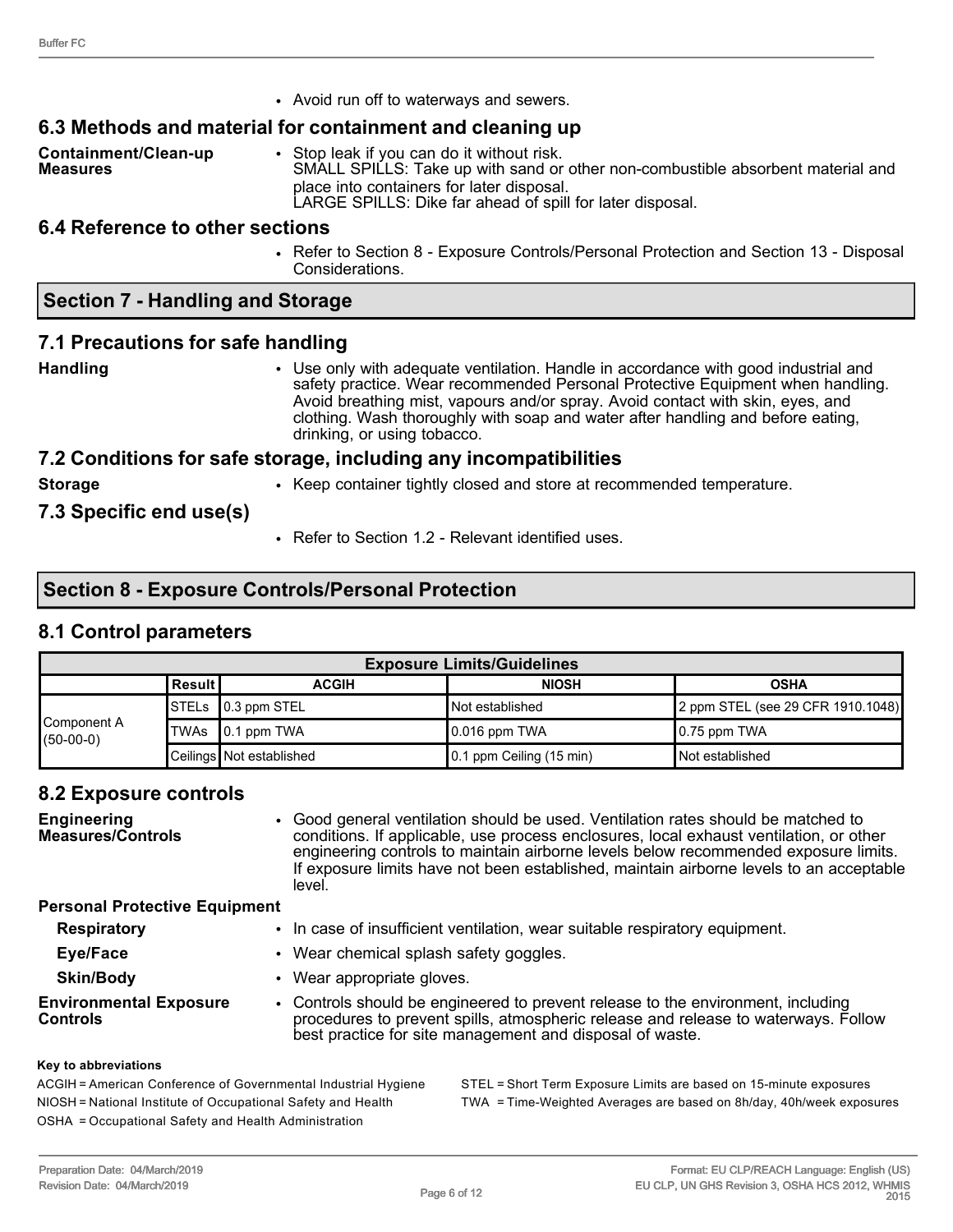- Avoid run off to waterways and sewers.

## 6.3 Methods and material for containment and cleaning up

**Containment/Clean-up Measures**

- Stop leak if you can do it without risk.
  SMALL SPILLS: Take up with sand or other non-combustible absorbent material and place into containers for later disposal.
  LARGE SPILLS: Dike far ahead of spill for later disposal.

## 6.4 Reference to other sections

- Refer to Section 8 - Exposure Controls/Personal Protection and Section 13 - Disposal Considerations.

# Section 7 - Handling and Storage

## 7.1 Precautions for safe handling

**Handling**

- Use only with adequate ventilation. Handle in accordance with good industrial and safety practice. Wear recommended Personal Protective Equipment when handling. Avoid breathing mist, vapours and/or spray. Avoid contact with skin, eyes, and clothing. Wash thoroughly with soap and water after handling and before eating, drinking, or using tobacco.

## 7.2 Conditions for safe storage, including any incompatibilities

**Storage**

- Keep container tightly closed and store at recommended temperature.

## 7.3 Specific end use(s)

- Refer to Section 1.2 - Relevant identified uses.

# Section 8 - Exposure Controls/Personal Protection

## 8.1 Control parameters

| Exposure Limits/Guidelines | | | | |
|---|---|---|---|---|
| | Result | ACGIH | NIOSH | OSHA |
| Component A (50-00-0) | STELs | 0.3 ppm STEL | Not established | 2 ppm STEL (see 29 CFR 1910.1048) |
| | TWAs | 0.1 ppm TWA | 0.016 ppm TWA | 0.75 ppm TWA |
| | Ceilings | Not established | 0.1 ppm Ceiling (15 min) | Not established |

## 8.2 Exposure controls

**Engineering Measures/Controls**

- Good general ventilation should be used. Ventilation rates should be matched to conditions. If applicable, use process enclosures, local exhaust ventilation, or other engineering controls to maintain airborne levels below recommended exposure limits. If exposure limits have not been established, maintain airborne levels to an acceptable level.

**Personal Protective Equipment**

**Respiratory**

- In case of insufficient ventilation, wear suitable respiratory equipment.

**Eye/Face**

- Wear chemical splash safety goggles.

**Skin/Body**

- Wear appropriate gloves.

**Environmental Exposure Controls**

- Controls should be engineered to prevent release to the environment, including procedures to prevent spills, atmospheric release and release to waterways. Follow best practice for site management and disposal of waste.

**Key to abbreviations**

ACGIH = American Conference of Governmental Industrial Hygiene
NIOSH = National Institute of Occupational Safety and Health
OSHA = Occupational Safety and Health Administration
STEL = Short Term Exposure Limits are based on 15-minute exposures
TWA = Time-Weighted Averages are based on 8h/day, 40h/week exposures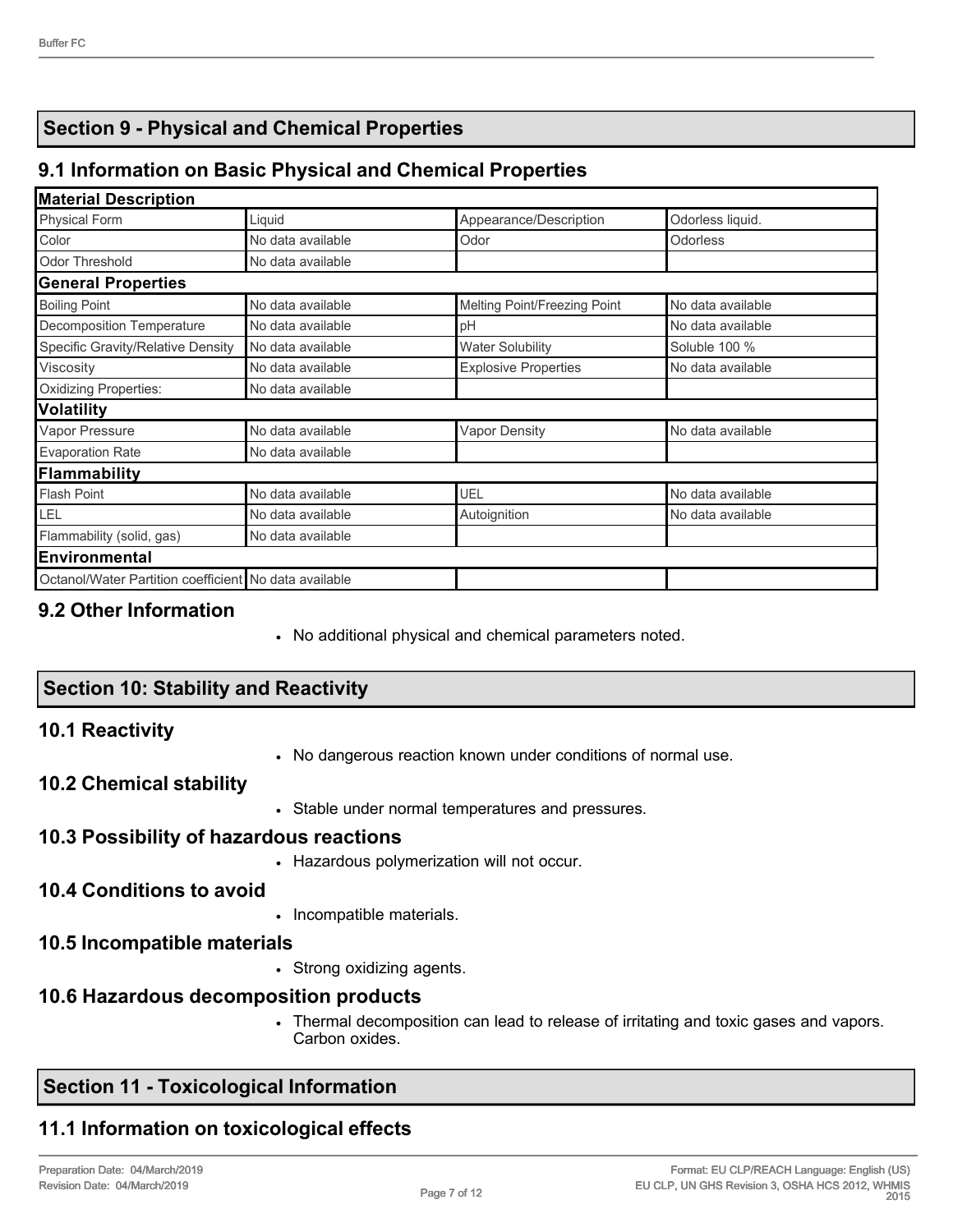## Section 9 - Physical and Chemical Properties

### 9.1 Information on Basic Physical and Chemical Properties

| Material Description | | | |
|---|---|---|---|
| Physical Form | Liquid | Appearance/Description | Odorless liquid. |
| Color | No data available | Odor | Odorless |
| Odor Threshold | No data available | | |
| **General Properties** | | | |
| Boiling Point | No data available | Melting Point/Freezing Point | No data available |
| Decomposition Temperature | No data available | pH | No data available |
| Specific Gravity/Relative Density | No data available | Water Solubility | Soluble 100 % |
| Viscosity | No data available | Explosive Properties | No data available |
| Oxidizing Properties: | No data available | | |
| **Volatility** | | | |
| Vapor Pressure | No data available | Vapor Density | No data available |
| Evaporation Rate | No data available | | |
| **Flammability** | | | |
| Flash Point | No data available | UEL | No data available |
| LEL | No data available | Autoignition | No data available |
| Flammability (solid, gas) | No data available | | |
| **Environmental** | | | |
| Octanol/Water Partition coefficient | No data available | | |

### 9.2 Other Information

- No additional physical and chemical parameters noted.

## Section 10: Stability and Reactivity

### 10.1 Reactivity

- No dangerous reaction known under conditions of normal use.

### 10.2 Chemical stability

- Stable under normal temperatures and pressures.

### 10.3 Possibility of hazardous reactions

- Hazardous polymerization will not occur.

### 10.4 Conditions to avoid

- Incompatible materials.

### 10.5 Incompatible materials

- Strong oxidizing agents.

### 10.6 Hazardous decomposition products

- Thermal decomposition can lead to release of irritating and toxic gases and vapors. Carbon oxides.

## Section 11 - Toxicological Information

### 11.1 Information on toxicological effects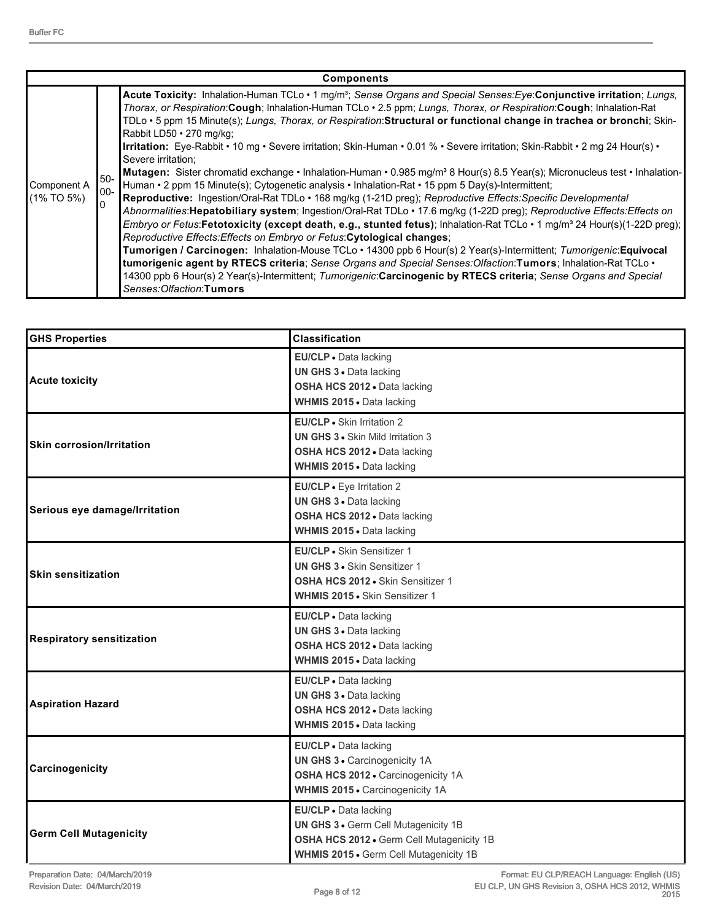| Components | | |
|---|---|---|
| Component A (1% TO 5%) | 50-00-0 | **Acute Toxicity:** Inhalation-Human TCLo • 1 mg/m³; *Sense Organs and Special Senses:Eye*:**Conjunctive irritation**; *Lungs, Thorax, or Respiration*:**Cough**; Inhalation-Human TCLo • 2.5 ppm; *Lungs, Thorax, or Respiration*:**Cough**; Inhalation-Rat TDLo • 5 ppm 15 Minute(s); *Lungs, Thorax, or Respiration*:**Structural or functional change in trachea or bronchi**; Skin-Rabbit LD50 • 270 mg/kg;<br>**Irritation:** Eye-Rabbit • 10 mg • Severe irritation; Skin-Human • 0.01 % • Severe irritation; Skin-Rabbit • 2 mg 24 Hour(s) • Severe irritation;<br>**Mutagen:** Sister chromatid exchange • Inhalation-Human • 0.985 mg/m³ 8 Hour(s) 8.5 Year(s); Micronucleus test • Inhalation-Human • 2 ppm 15 Minute(s); Cytogenetic analysis • Inhalation-Rat • 15 ppm 5 Day(s)-Intermittent;<br>**Reproductive:** Ingestion/Oral-Rat TDLo • 168 mg/kg (1-21D preg); *Reproductive Effects:Specific Developmental Abnormalities*:**Hepatobiliary system**; Ingestion/Oral-Rat TDLo • 17.6 mg/kg (1-22D preg); *Reproductive Effects:Effects on Embryo or Fetus*:**Fetotoxicity (except death, e.g., stunted fetus)**; Inhalation-Rat TCLo • 1 mg/m³ 24 Hour(s)(1-22D preg); *Reproductive Effects:Effects on Embryo or Fetus*:**Cytological changes**;<br>**Tumorigen / Carcinogen:** Inhalation-Mouse TCLo • 14300 ppb 6 Hour(s) 2 Year(s)-Intermittent; *Tumorigenic*:**Equivocal tumorigenic agent by RTECS criteria**; *Sense Organs and Special Senses:Olfaction*:**Tumors**; Inhalation-Rat TCLo • 14300 ppb 6 Hour(s) 2 Year(s)-Intermittent; *Tumorigenic*:**Carcinogenic by RTECS criteria**; *Sense Organs and Special Senses:Olfaction*:**Tumors** |

| GHS Properties | Classification |
|---|---|
| **Acute toxicity** | **EU/CLP** • Data lacking<br>**UN GHS 3** • Data lacking<br>**OSHA HCS 2012** • Data lacking<br>**WHMIS 2015** • Data lacking |
| **Skin corrosion/Irritation** | **EU/CLP** • Skin Irritation 2<br>**UN GHS 3** • Skin Mild Irritation 3<br>**OSHA HCS 2012** • Data lacking<br>**WHMIS 2015** • Data lacking |
| **Serious eye damage/Irritation** | **EU/CLP** • Eye Irritation 2<br>**UN GHS 3** • Data lacking<br>**OSHA HCS 2012** • Data lacking<br>**WHMIS 2015** • Data lacking |
| **Skin sensitization** | **EU/CLP** • Skin Sensitizer 1<br>**UN GHS 3** • Skin Sensitizer 1<br>**OSHA HCS 2012** • Skin Sensitizer 1<br>**WHMIS 2015** • Skin Sensitizer 1 |
| **Respiratory sensitization** | **EU/CLP** • Data lacking<br>**UN GHS 3** • Data lacking<br>**OSHA HCS 2012** • Data lacking<br>**WHMIS 2015** • Data lacking |
| **Aspiration Hazard** | **EU/CLP** • Data lacking<br>**UN GHS 3** • Data lacking<br>**OSHA HCS 2012** • Data lacking<br>**WHMIS 2015** • Data lacking |
| **Carcinogenicity** | **EU/CLP** • Data lacking<br>**UN GHS 3** • Carcinogenicity 1A<br>**OSHA HCS 2012** • Carcinogenicity 1A<br>**WHMIS 2015** • Carcinogenicity 1A |
| **Germ Cell Mutagenicity** | **EU/CLP** • Data lacking<br>**UN GHS 3** • Germ Cell Mutagenicity 1B<br>**OSHA HCS 2012** • Germ Cell Mutagenicity 1B<br>**WHMIS 2015** • Germ Cell Mutagenicity 1B |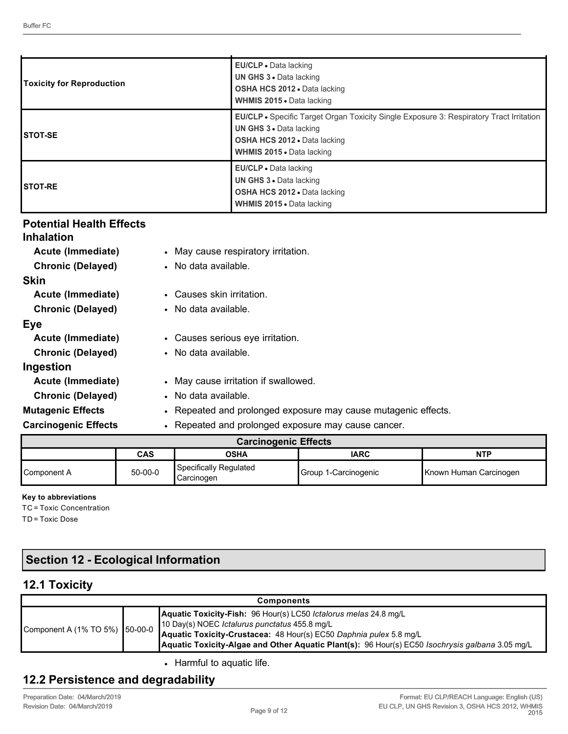| | |
|---|---|
| **Toxicity for Reproduction** | **EU/CLP** • Data lacking<br>**UN GHS 3** • Data lacking<br>**OSHA HCS 2012** • Data lacking<br>**WHMIS 2015** • Data lacking |
| **STOT-SE** | **EU/CLP** • Specific Target Organ Toxicity Single Exposure 3: Respiratory Tract Irritation<br>**UN GHS 3** • Data lacking<br>**OSHA HCS 2012** • Data lacking<br>**WHMIS 2015** • Data lacking |
| **STOT-RE** | **EU/CLP** • Data lacking<br>**UN GHS 3** • Data lacking<br>**OSHA HCS 2012** • Data lacking<br>**WHMIS 2015** • Data lacking |

### Potential Health Effects

#### Inhalation

**Acute (Immediate)**
- May cause respiratory irritation.

**Chronic (Delayed)**
- No data available.

#### Skin

**Acute (Immediate)**
- Causes skin irritation.

**Chronic (Delayed)**
- No data available.

#### Eye

**Acute (Immediate)**
- Causes serious eye irritation.

**Chronic (Delayed)**
- No data available.

#### Ingestion

**Acute (Immediate)**
- May cause irritation if swallowed.

**Chronic (Delayed)**
- No data available.

**Mutagenic Effects**
- Repeated and prolonged exposure may cause mutagenic effects.

**Carcinogenic Effects**
- Repeated and prolonged exposure may cause cancer.

| Carcinogenic Effects | | | | |
|---|---|---|---|---|
| | **CAS** | **OSHA** | **IARC** | **NTP** |
| Component A | 50-00-0 | Specifically Regulated Carcinogen | Group 1-Carcinogenic | Known Human Carcinogen |

**Key to abbreviations**

TC = Toxic Concentration

TD = Toxic Dose

## Section 12 - Ecological Information

## 12.1 Toxicity

| Components | | |
|---|---|---|
| Component A (1% TO 5%) | 50-00-0 | **Aquatic Toxicity-Fish:** 96 Hour(s) LC50 *Ictalorus melas* 24.8 mg/L<br>10 Day(s) NOEC *Ictalurus punctatus* 455.8 mg/L<br>**Aquatic Toxicity-Crustacea:** 48 Hour(s) EC50 *Daphnia pulex* 5.8 mg/L<br>**Aquatic Toxicity-Algae and Other Aquatic Plant(s):** 96 Hour(s) EC50 *Isochrysis galbana* 3.05 mg/L |

- Harmful to aquatic life.

## 12.2 Persistence and degradability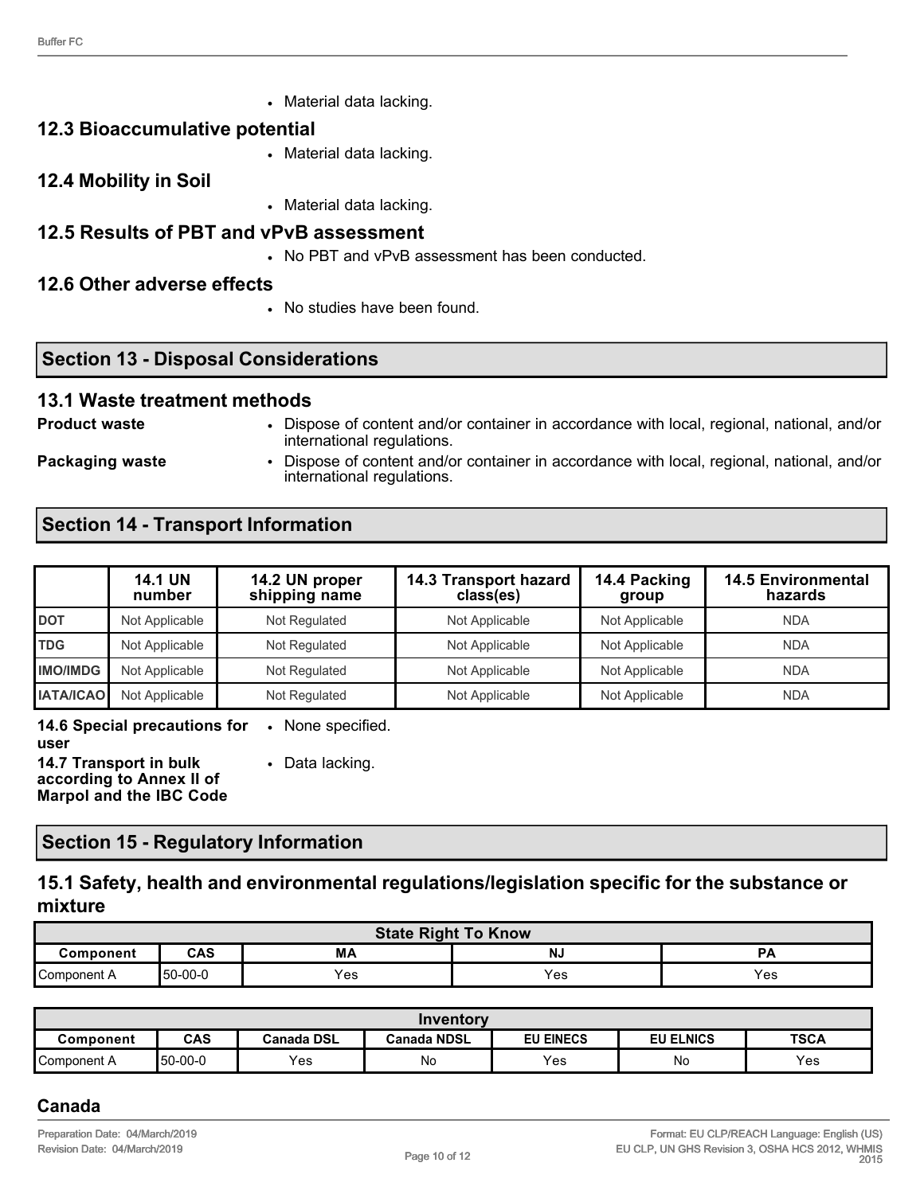- Material data lacking.

### 12.3 Bioaccumulative potential

- Material data lacking.

### 12.4 Mobility in Soil

- Material data lacking.

### 12.5 Results of PBT and vPvB assessment

- No PBT and vPvB assessment has been conducted.

### 12.6 Other adverse effects

- No studies have been found.

## Section 13 - Disposal Considerations

### 13.1 Waste treatment methods

**Product waste**
- Dispose of content and/or container in accordance with local, regional, national, and/or international regulations.

**Packaging waste**
- Dispose of content and/or container in accordance with local, regional, national, and/or international regulations.

## Section 14 - Transport Information

| | 14.1 UN number | 14.2 UN proper shipping name | 14.3 Transport hazard class(es) | 14.4 Packing group | 14.5 Environmental hazards |
|---|---|---|---|---|---|
| **DOT** | Not Applicable | Not Regulated | Not Applicable | Not Applicable | NDA |
| **TDG** | Not Applicable | Not Regulated | Not Applicable | Not Applicable | NDA |
| **IMO/IMDG** | Not Applicable | Not Regulated | Not Applicable | Not Applicable | NDA |
| **IATA/ICAO** | Not Applicable | Not Regulated | Not Applicable | Not Applicable | NDA |

**14.6 Special precautions for user**
- None specified.

**14.7 Transport in bulk according to Annex II of Marpol and the IBC Code**
- Data lacking.

## Section 15 - Regulatory Information

### 15.1 Safety, health and environmental regulations/legislation specific for the substance or mixture

| State Right To Know | | | | |
|---|---|---|---|---|
| **Component** | **CAS** | **MA** | **NJ** | **PA** |
| Component A | 50-00-0 | Yes | Yes | Yes |

| Inventory | | | | | | |
|---|---|---|---|---|---|---|
| **Component** | **CAS** | **Canada DSL** | **Canada NDSL** | **EU EINECS** | **EU ELNICS** | **TSCA** |
| Component A | 50-00-0 | Yes | No | Yes | No | Yes |

### Canada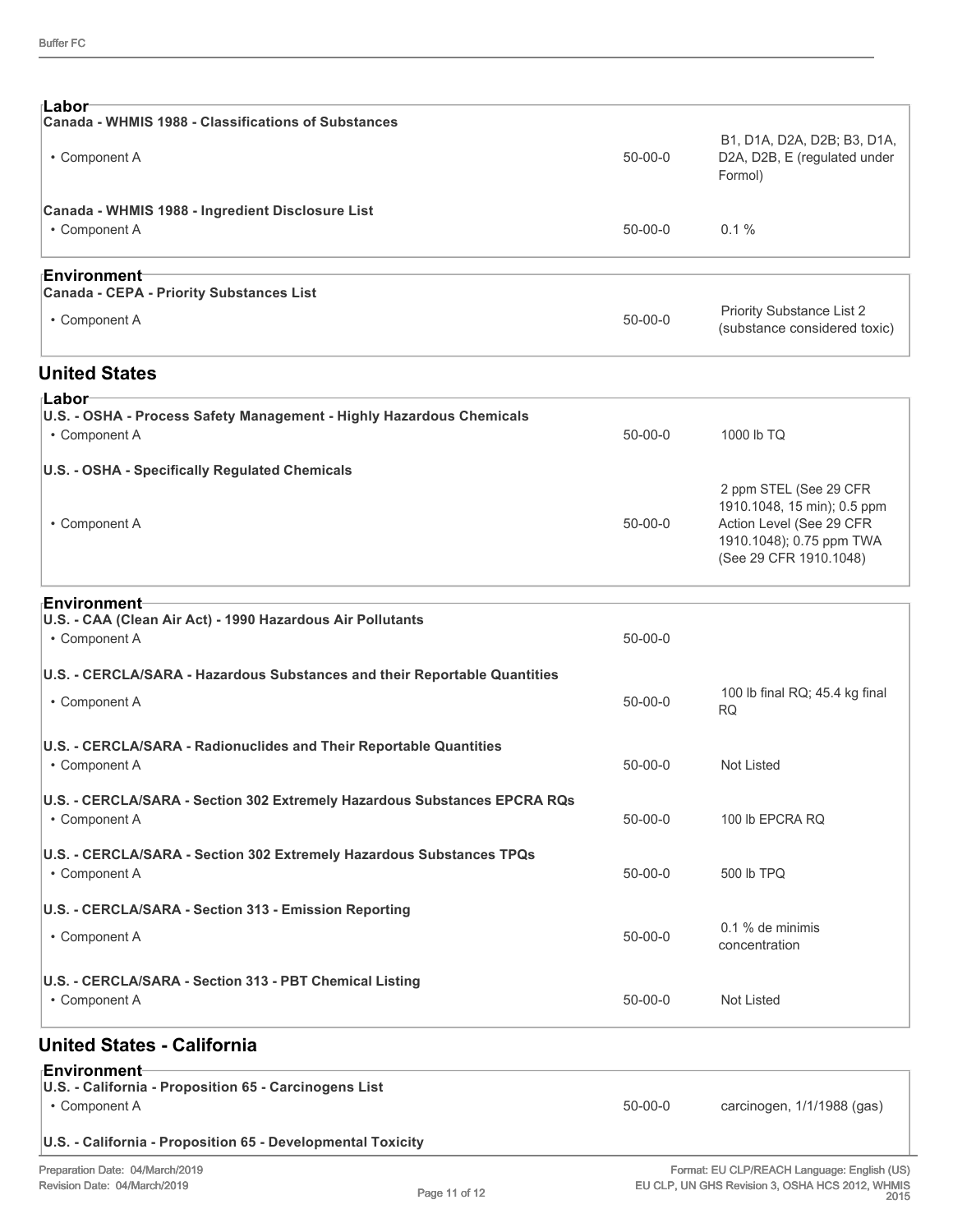**Labor**

**Canada - WHMIS 1988 - Classifications of Substances**

| | | |
|---|---|---|
| • Component A | 50-00-0 | B1, D1A, D2A, D2B; B3, D1A, D2A, D2B, E (regulated under Formol) |

**Canada - WHMIS 1988 - Ingredient Disclosure List**

| | | |
|---|---|---|
| • Component A | 50-00-0 | 0.1 % |

**Environment**

**Canada - CEPA - Priority Substances List**

| | | |
|---|---|---|
| • Component A | 50-00-0 | Priority Substance List 2 (substance considered toxic) |

## United States

**Labor**

**U.S. - OSHA - Process Safety Management - Highly Hazardous Chemicals**

| | | |
|---|---|---|
| • Component A | 50-00-0 | 1000 lb TQ |

**U.S. - OSHA - Specifically Regulated Chemicals**

| | | |
|---|---|---|
| • Component A | 50-00-0 | 2 ppm STEL (See 29 CFR 1910.1048, 15 min); 0.5 ppm Action Level (See 29 CFR 1910.1048); 0.75 ppm TWA (See 29 CFR 1910.1048) |

**Environment**

**U.S. - CAA (Clean Air Act) - 1990 Hazardous Air Pollutants**

| | | |
|---|---|---|
| • Component A | 50-00-0 | |

**U.S. - CERCLA/SARA - Hazardous Substances and their Reportable Quantities**

| | | |
|---|---|---|
| • Component A | 50-00-0 | 100 lb final RQ; 45.4 kg final RQ |

**U.S. - CERCLA/SARA - Radionuclides and Their Reportable Quantities**

| | | |
|---|---|---|
| • Component A | 50-00-0 | Not Listed |

**U.S. - CERCLA/SARA - Section 302 Extremely Hazardous Substances EPCRA RQs**

| | | |
|---|---|---|
| • Component A | 50-00-0 | 100 lb EPCRA RQ |

**U.S. - CERCLA/SARA - Section 302 Extremely Hazardous Substances TPQs**

| | | |
|---|---|---|
| • Component A | 50-00-0 | 500 lb TPQ |

**U.S. - CERCLA/SARA - Section 313 - Emission Reporting**

| | | |
|---|---|---|
| • Component A | 50-00-0 | 0.1 % de minimis concentration |

**U.S. - CERCLA/SARA - Section 313 - PBT Chemical Listing**

| | | |
|---|---|---|
| • Component A | 50-00-0 | Not Listed |

## United States - California

**Environment**

**U.S. - California - Proposition 65 - Carcinogens List**

| | | |
|---|---|---|
| • Component A | 50-00-0 | carcinogen, 1/1/1988 (gas) |

**U.S. - California - Proposition 65 - Developmental Toxicity**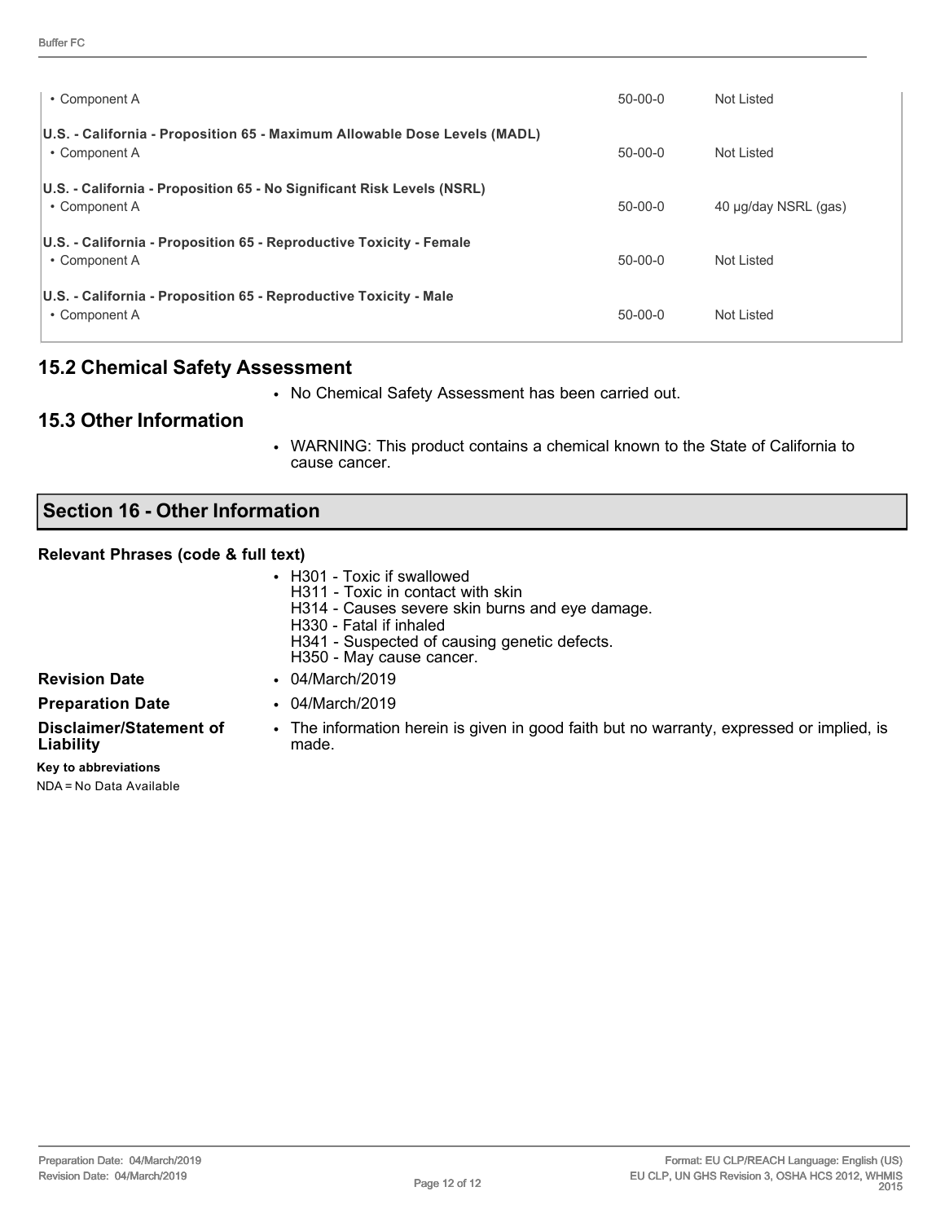| | | |
|---|---|---|
| • Component A | 50-00-0 | Not Listed |
| **U.S. - California - Proposition 65 - Maximum Allowable Dose Levels (MADL)** | | |
| • Component A | 50-00-0 | Not Listed |
| **U.S. - California - Proposition 65 - No Significant Risk Levels (NSRL)** | | |
| • Component A | 50-00-0 | 40 µg/day NSRL (gas) |
| **U.S. - California - Proposition 65 - Reproductive Toxicity - Female** | | |
| • Component A | 50-00-0 | Not Listed |
| **U.S. - California - Proposition 65 - Reproductive Toxicity - Male** | | |
| • Component A | 50-00-0 | Not Listed |

## 15.2 Chemical Safety Assessment

- No Chemical Safety Assessment has been carried out.

## 15.3 Other Information

- WARNING: This product contains a chemical known to the State of California to cause cancer.

## Section 16 - Other Information

**Relevant Phrases (code & full text)**

- H301 - Toxic if swallowed
  H311 - Toxic in contact with skin
  H314 - Causes severe skin burns and eye damage.
  H330 - Fatal if inhaled
  H341 - Suspected of causing genetic defects.
  H350 - May cause cancer.

**Revision Date** • 04/March/2019

**Preparation Date** • 04/March/2019

**Disclaimer/Statement of Liability** • The information herein is given in good faith but no warranty, expressed or implied, is made.

**Key to abbreviations**

NDA = No Data Available